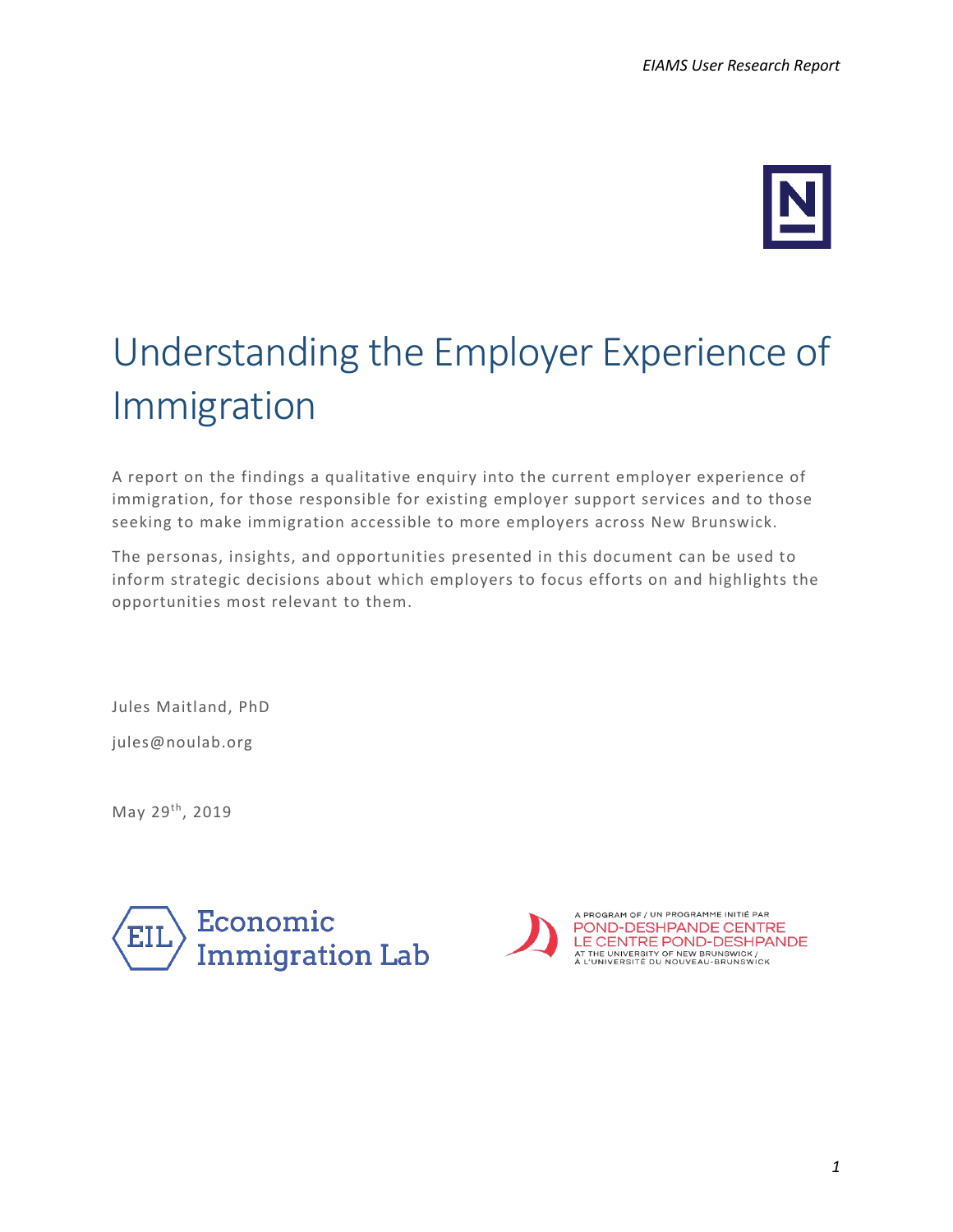# Understanding the Employer Experience of Immigration

A report on the findings a qualitative enquiry into the current employer experience of immigration, for those responsible for existing employer support services and to those seeking to make immigration accessible to more employers across New Brunswick.

The personas, insights, and opportunities presented in this document can be used to inform strategic decisions about which employers to focus efforts on and highlights the opportunities most relevant to them.

Jules Maitland, PhD

jules@noulab.org

May 29th, 2019

Economic Immigration Lab

A PROGRAM OF / UN PROGRAMME INITIÉ PAR
POND-DESHPANDE CENTRE
LE CENTRE POND-DESHPANDE
AT THE UNIVERSITY OF NEW BRUNSWICK /
À L'UNIVERSITÉ DU NOUVEAU-BRUNSWICK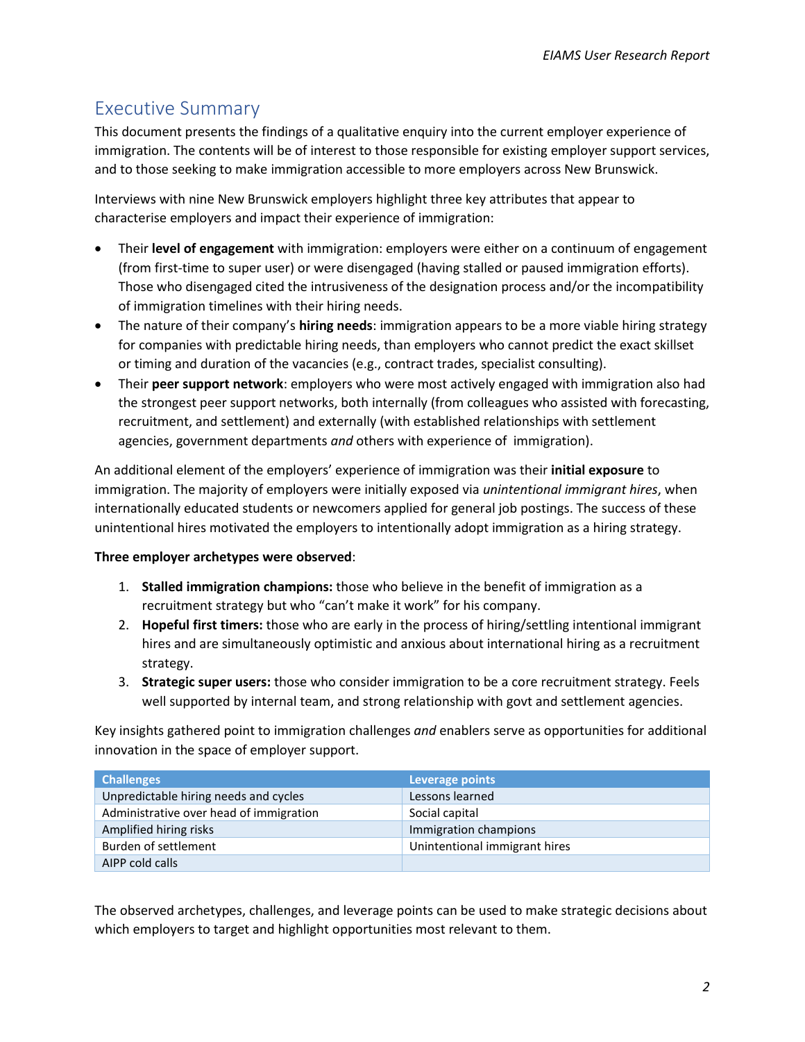## Executive Summary

This document presents the findings of a qualitative enquiry into the current employer experience of immigration. The contents will be of interest to those responsible for existing employer support services, and to those seeking to make immigration accessible to more employers across New Brunswick.

Interviews with nine New Brunswick employers highlight three key attributes that appear to characterise employers and impact their experience of immigration:

- Their **level of engagement** with immigration: employers were either on a continuum of engagement (from first-time to super user) or were disengaged (having stalled or paused immigration efforts). Those who disengaged cited the intrusiveness of the designation process and/or the incompatibility of immigration timelines with their hiring needs.
- The nature of their company's **hiring needs**: immigration appears to be a more viable hiring strategy for companies with predictable hiring needs, than employers who cannot predict the exact skillset or timing and duration of the vacancies (e.g., contract trades, specialist consulting).
- Their **peer support network**: employers who were most actively engaged with immigration also had the strongest peer support networks, both internally (from colleagues who assisted with forecasting, recruitment, and settlement) and externally (with established relationships with settlement agencies, government departments *and* others with experience of immigration).

An additional element of the employers' experience of immigration was their **initial exposure** to immigration. The majority of employers were initially exposed via *unintentional immigrant hires*, when internationally educated students or newcomers applied for general job postings. The success of these unintentional hires motivated the employers to intentionally adopt immigration as a hiring strategy.

**Three employer archetypes were observed**:

1. **Stalled immigration champions:** those who believe in the benefit of immigration as a recruitment strategy but who "can't make it work" for his company.
2. **Hopeful first timers:** those who are early in the process of hiring/settling intentional immigrant hires and are simultaneously optimistic and anxious about international hiring as a recruitment strategy.
3. **Strategic super users:** those who consider immigration to be a core recruitment strategy. Feels well supported by internal team, and strong relationship with govt and settlement agencies.

Key insights gathered point to immigration challenges *and* enablers serve as opportunities for additional innovation in the space of employer support.

| Challenges | Leverage points |
|---|---|
| Unpredictable hiring needs and cycles | Lessons learned |
| Administrative over head of immigration | Social capital |
| Amplified hiring risks | Immigration champions |
| Burden of settlement | Unintentional immigrant hires |
| AIPP cold calls | |

The observed archetypes, challenges, and leverage points can be used to make strategic decisions about which employers to target and highlight opportunities most relevant to them.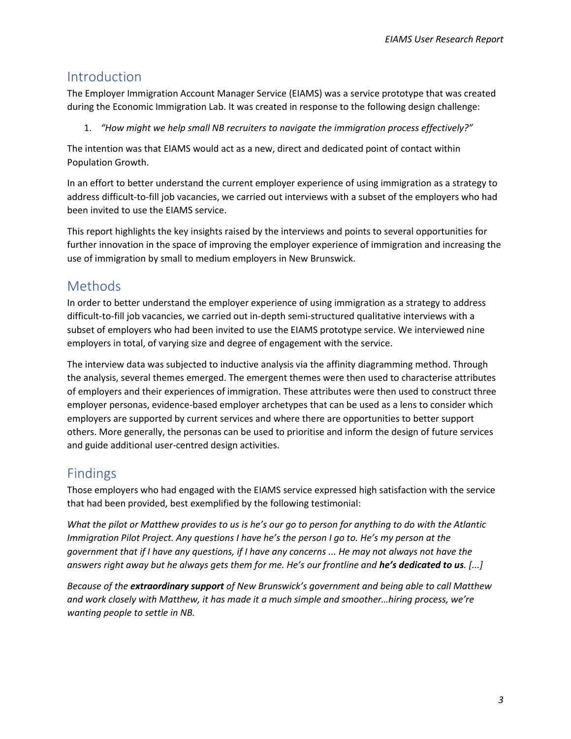## Introduction

The Employer Immigration Account Manager Service (EIAMS) was a service prototype that was created during the Economic Immigration Lab. It was created in response to the following design challenge:

1. *"How might we help small NB recruiters to navigate the immigration process effectively?"*

The intention was that EIAMS would act as a new, direct and dedicated point of contact within Population Growth.

In an effort to better understand the current employer experience of using immigration as a strategy to address difficult-to-fill job vacancies, we carried out interviews with a subset of the employers who had been invited to use the EIAMS service.

This report highlights the key insights raised by the interviews and points to several opportunities for further innovation in the space of improving the employer experience of immigration and increasing the use of immigration by small to medium employers in New Brunswick.

## Methods

In order to better understand the employer experience of using immigration as a strategy to address difficult-to-fill job vacancies, we carried out in-depth semi-structured qualitative interviews with a subset of employers who had been invited to use the EIAMS prototype service. We interviewed nine employers in total, of varying size and degree of engagement with the service.

The interview data was subjected to inductive analysis via the affinity diagramming method. Through the analysis, several themes emerged. The emergent themes were then used to characterise attributes of employers and their experiences of immigration. These attributes were then used to construct three employer personas, evidence-based employer archetypes that can be used as a lens to consider which employers are supported by current services and where there are opportunities to better support others. More generally, the personas can be used to prioritise and inform the design of future services and guide additional user-centred design activities.

## Findings

Those employers who had engaged with the EIAMS service expressed high satisfaction with the service that had been provided, best exemplified by the following testimonial:

*What the pilot or Matthew provides to us is he's our go to person for anything to do with the Atlantic Immigration Pilot Project. Any questions I have he's the person I go to. He's my person at the government that if I have any questions, if I have any concerns ... He may not always not have the answers right away but he always gets them for me. He's our frontline and **he's dedicated to us**. [...]*

*Because of the **extraordinary support** of New Brunswick's government and being able to call Matthew and work closely with Matthew, it has made it a much simple and smoother…hiring process, we're wanting people to settle in NB.*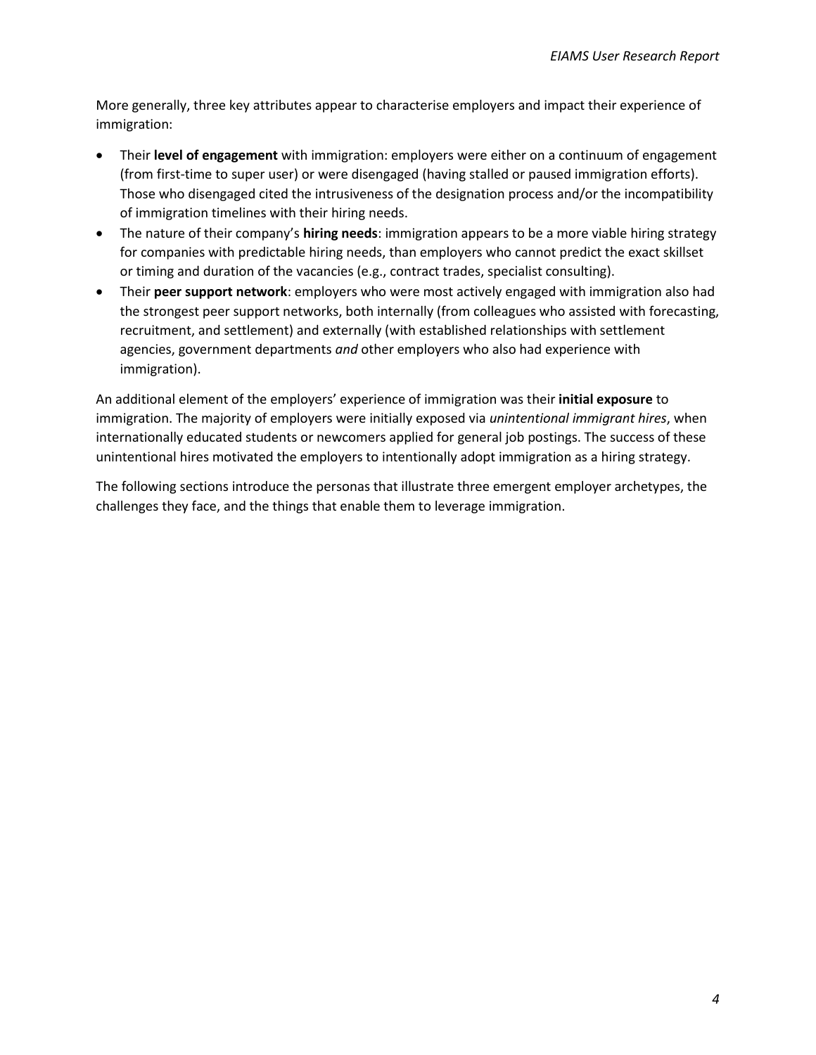More generally, three key attributes appear to characterise employers and impact their experience of immigration:

- Their **level of engagement** with immigration: employers were either on a continuum of engagement (from first-time to super user) or were disengaged (having stalled or paused immigration efforts). Those who disengaged cited the intrusiveness of the designation process and/or the incompatibility of immigration timelines with their hiring needs.
- The nature of their company's **hiring needs**: immigration appears to be a more viable hiring strategy for companies with predictable hiring needs, than employers who cannot predict the exact skillset or timing and duration of the vacancies (e.g., contract trades, specialist consulting).
- Their **peer support network**: employers who were most actively engaged with immigration also had the strongest peer support networks, both internally (from colleagues who assisted with forecasting, recruitment, and settlement) and externally (with established relationships with settlement agencies, government departments *and* other employers who also had experience with immigration).

An additional element of the employers' experience of immigration was their **initial exposure** to immigration. The majority of employers were initially exposed via *unintentional immigrant hires*, when internationally educated students or newcomers applied for general job postings. The success of these unintentional hires motivated the employers to intentionally adopt immigration as a hiring strategy.

The following sections introduce the personas that illustrate three emergent employer archetypes, the challenges they face, and the things that enable them to leverage immigration.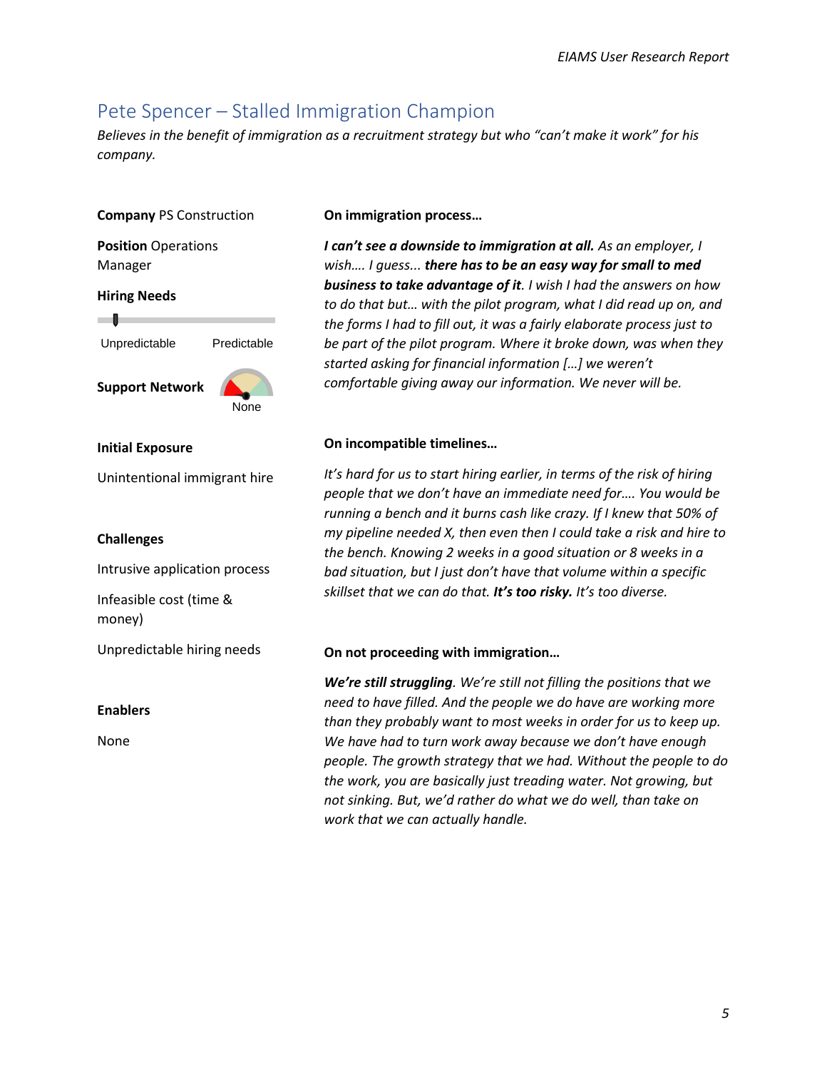## Pete Spencer – Stalled Immigration Champion

*Believes in the benefit of immigration as a recruitment strategy but who "can't make it work" for his company.*

**Company** PS Construction

**Position** Operations Manager

**Hiring Needs**

Unpredictable — Predictable

**Support Network**

None

**Initial Exposure**

Unintentional immigrant hire

**Challenges**

Intrusive application process

Infeasible cost (time & money)

Unpredictable hiring needs

**Enablers**

None

**On immigration process…**

***I can't see a downside to immigration at all.*** *As an employer, I wish…. I guess...* ***there has to be an easy way for small to med business to take advantage of it****. I wish I had the answers on how to do that but… with the pilot program, what I did read up on, and the forms I had to fill out, it was a fairly elaborate process just to be part of the pilot program. Where it broke down, was when they started asking for financial information […] we weren't comfortable giving away our information. We never will be.*

**On incompatible timelines…**

*It's hard for us to start hiring earlier, in terms of the risk of hiring people that we don't have an immediate need for…. You would be running a bench and it burns cash like crazy. If I knew that 50% of my pipeline needed X, then even then I could take a risk and hire to the bench. Knowing 2 weeks in a good situation or 8 weeks in a bad situation, but I just don't have that volume within a specific skillset that we can do that.* ***It's too risky.*** *It's too diverse.*

**On not proceeding with immigration…**

***We're still struggling****. We're still not filling the positions that we need to have filled. And the people we do have are working more than they probably want to most weeks in order for us to keep up. We have had to turn work away because we don't have enough people. The growth strategy that we had. Without the people to do the work, you are basically just treading water. Not growing, but not sinking. But, we'd rather do what we do well, than take on work that we can actually handle.*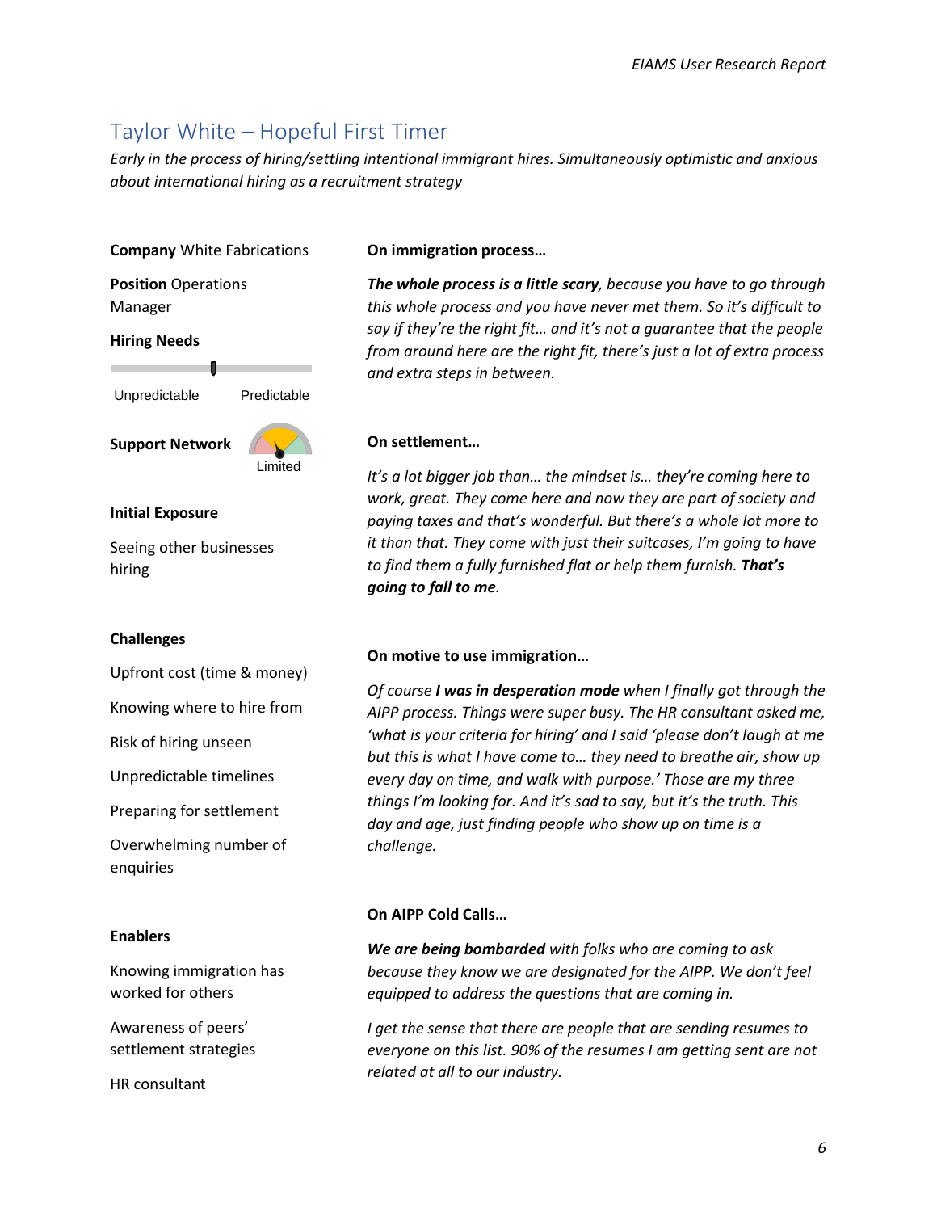## Taylor White – Hopeful First Timer

*Early in the process of hiring/settling intentional immigrant hires. Simultaneously optimistic and anxious about international hiring as a recruitment strategy*

**Company** White Fabrications

**Position** Operations Manager

**Hiring Needs**

Unpredictable — Predictable

**Support Network**

Limited

**Initial Exposure**

Seeing other businesses hiring

**Challenges**

Upfront cost (time & money)

Knowing where to hire from

Risk of hiring unseen

Unpredictable timelines

Preparing for settlement

Overwhelming number of enquiries

**Enablers**

Knowing immigration has worked for others

Awareness of peers' settlement strategies

HR consultant

**On immigration process…**

***The whole process is a little scary****, because you have to go through this whole process and you have never met them. So it's difficult to say if they're the right fit… and it's not a guarantee that the people from around here are the right fit, there's just a lot of extra process and extra steps in between.*

**On settlement…**

*It's a lot bigger job than… the mindset is… they're coming here to work, great. They come here and now they are part of society and paying taxes and that's wonderful. But there's a whole lot more to it than that. They come with just their suitcases, I'm going to have to find them a fully furnished flat or help them furnish.* ***That's going to fall to me****.*

**On motive to use immigration…**

*Of course* ***I was in desperation mode*** *when I finally got through the AIPP process. Things were super busy. The HR consultant asked me, 'what is your criteria for hiring' and I said 'please don't laugh at me but this is what I have come to… they need to breathe air, show up every day on time, and walk with purpose.' Those are my three things I'm looking for. And it's sad to say, but it's the truth. This day and age, just finding people who show up on time is a challenge.*

**On AIPP Cold Calls…**

***We are being bombarded*** *with folks who are coming to ask because they know we are designated for the AIPP. We don't feel equipped to address the questions that are coming in.*

*I get the sense that there are people that are sending resumes to everyone on this list. 90% of the resumes I am getting sent are not related at all to our industry.*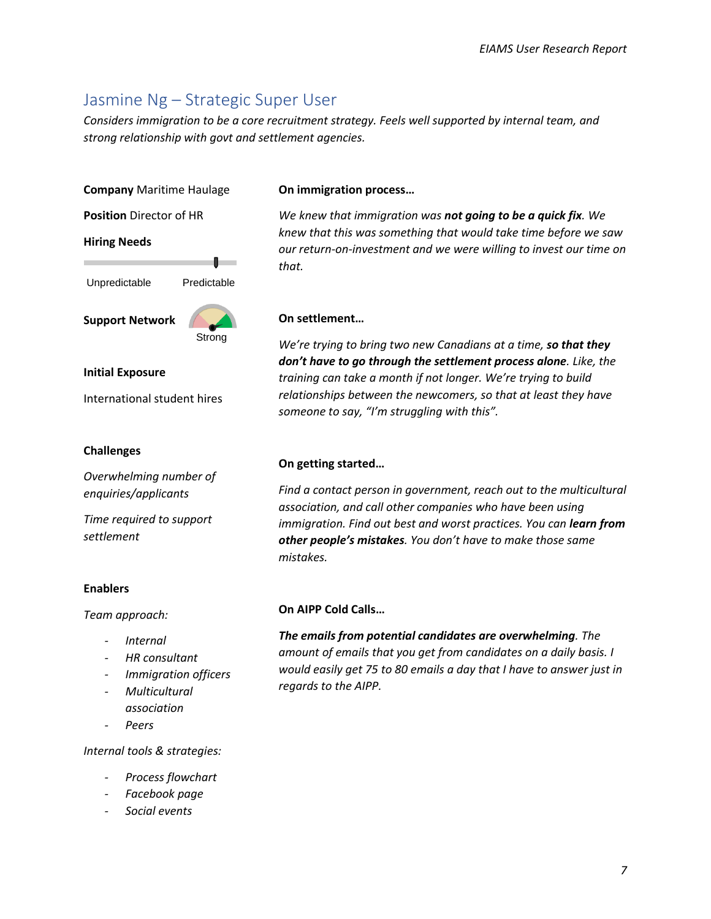## Jasmine Ng – Strategic Super User

*Considers immigration to be a core recruitment strategy. Feels well supported by internal team, and strong relationship with govt and settlement agencies.*

**Company** Maritime Haulage

**Position** Director of HR

**Hiring Needs**

Unpredictable — Predictable

**Support Network**

Strong

**Initial Exposure**

International student hires

**Challenges**

*Overwhelming number of enquiries/applicants*

*Time required to support settlement*

**Enablers**

*Team approach:*

- *Internal*
- *HR consultant*
- *Immigration officers*
- *Multicultural association*
- *Peers*

*Internal tools & strategies:*

- *Process flowchart*
- *Facebook page*
- *Social events*

**On immigration process…**

*We knew that immigration was **not going to be a quick fix**. We knew that this was something that would take time before we saw our return-on-investment and we were willing to invest our time on that.*

**On settlement…**

*We're trying to bring two new Canadians at a time, **so that they don't have to go through the settlement process alone**. Like, the training can take a month if not longer. We're trying to build relationships between the newcomers, so that at least they have someone to say, "I'm struggling with this".*

**On getting started…**

*Find a contact person in government, reach out to the multicultural association, and call other companies who have been using immigration. Find out best and worst practices. You can **learn from other people's mistakes**. You don't have to make those same mistakes.*

**On AIPP Cold Calls…**

***The emails from potential candidates are overwhelming**. The amount of emails that you get from candidates on a daily basis. I would easily get 75 to 80 emails a day that I have to answer just in regards to the AIPP.*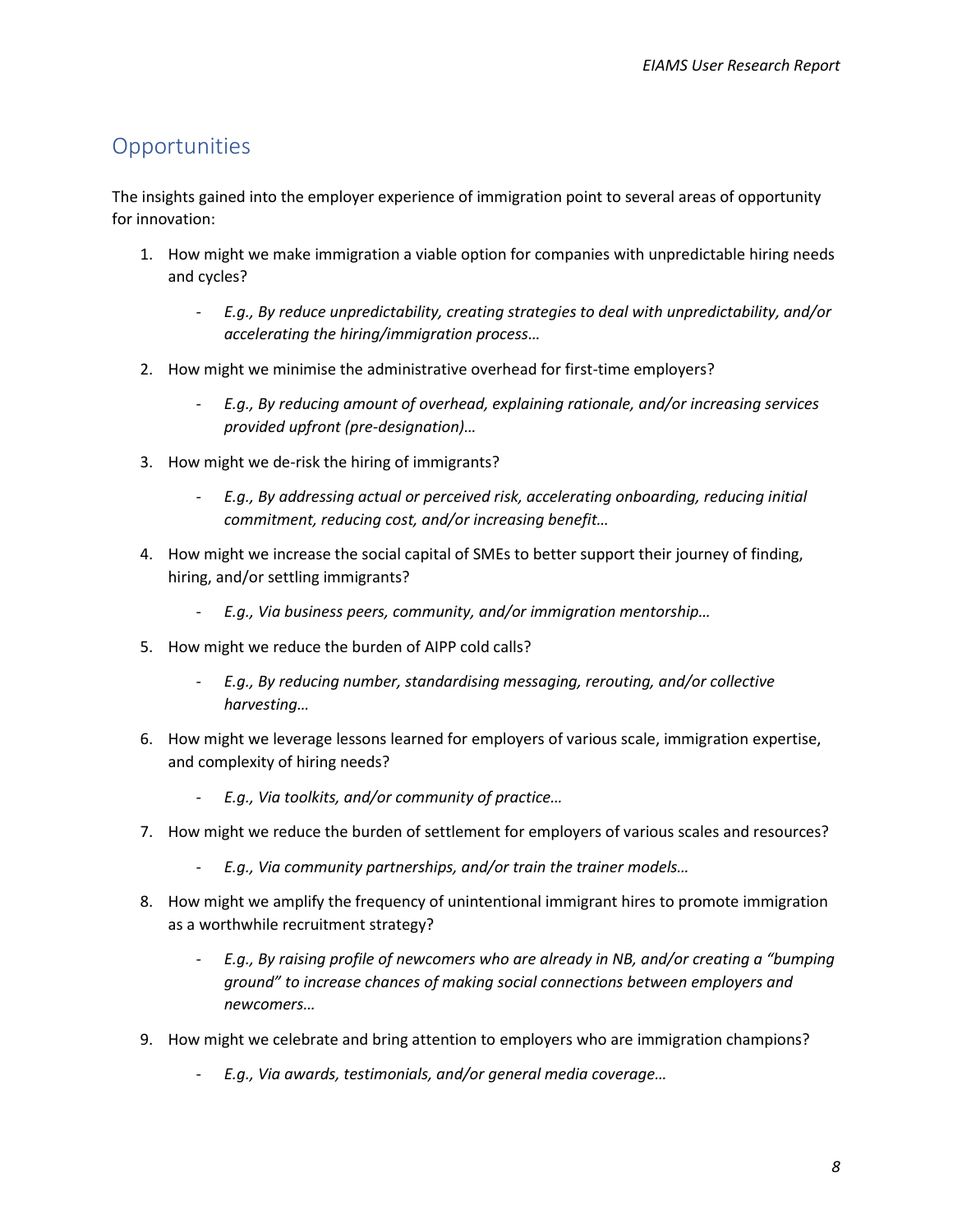## Opportunities

The insights gained into the employer experience of immigration point to several areas of opportunity for innovation:

1. How might we make immigration a viable option for companies with unpredictable hiring needs and cycles?
   - *E.g., By reduce unpredictability, creating strategies to deal with unpredictability, and/or accelerating the hiring/immigration process…*
2. How might we minimise the administrative overhead for first-time employers?
   - *E.g., By reducing amount of overhead, explaining rationale, and/or increasing services provided upfront (pre-designation)…*
3. How might we de-risk the hiring of immigrants?
   - *E.g., By addressing actual or perceived risk, accelerating onboarding, reducing initial commitment, reducing cost, and/or increasing benefit…*
4. How might we increase the social capital of SMEs to better support their journey of finding, hiring, and/or settling immigrants?
   - *E.g., Via business peers, community, and/or immigration mentorship…*
5. How might we reduce the burden of AIPP cold calls?
   - *E.g., By reducing number, standardising messaging, rerouting, and/or collective harvesting…*
6. How might we leverage lessons learned for employers of various scale, immigration expertise, and complexity of hiring needs?
   - *E.g., Via toolkits, and/or community of practice…*
7. How might we reduce the burden of settlement for employers of various scales and resources?
   - *E.g., Via community partnerships, and/or train the trainer models…*
8. How might we amplify the frequency of unintentional immigrant hires to promote immigration as a worthwhile recruitment strategy?
   - *E.g., By raising profile of newcomers who are already in NB, and/or creating a "bumping ground" to increase chances of making social connections between employers and newcomers…*
9. How might we celebrate and bring attention to employers who are immigration champions?
   - *E.g., Via awards, testimonials, and/or general media coverage…*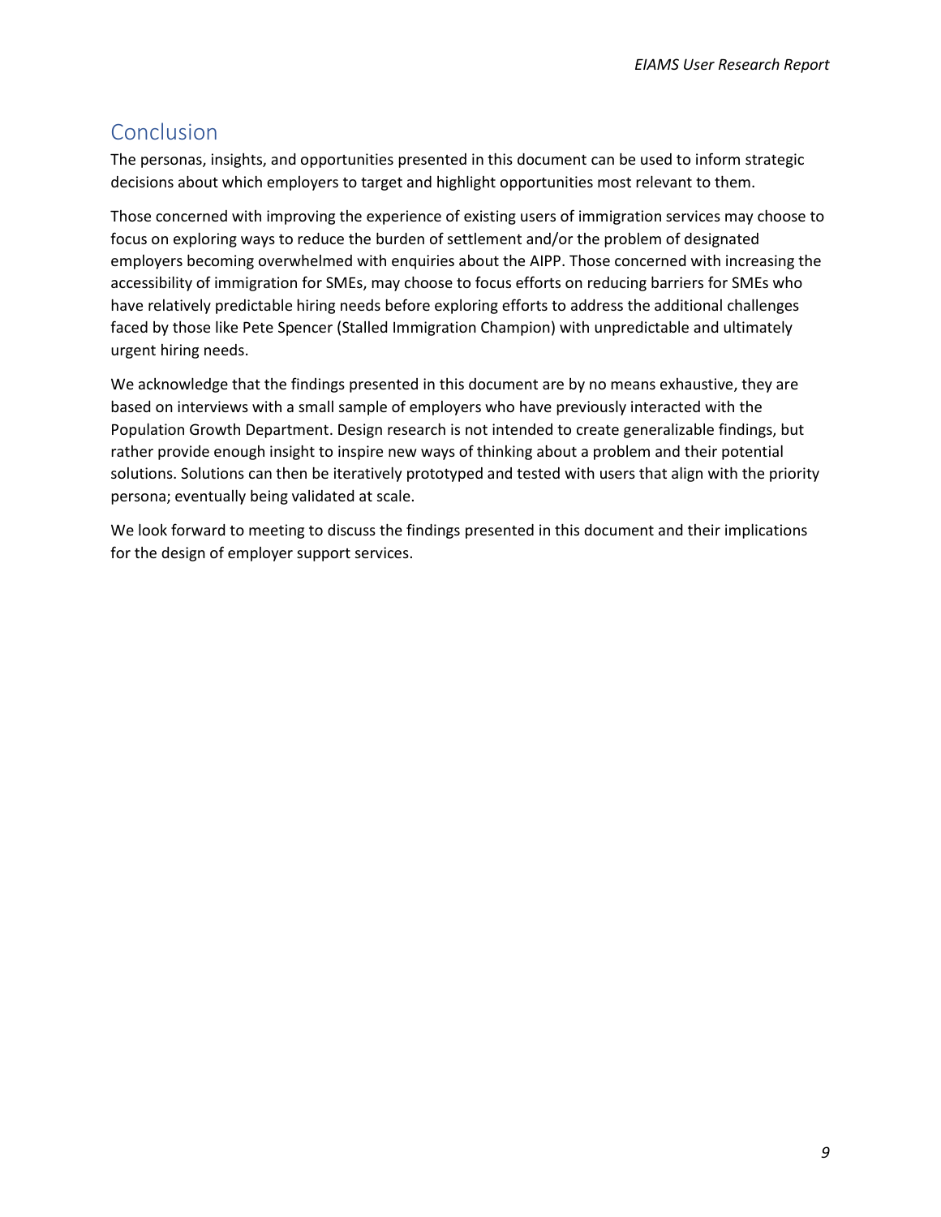## Conclusion

The personas, insights, and opportunities presented in this document can be used to inform strategic decisions about which employers to target and highlight opportunities most relevant to them.

Those concerned with improving the experience of existing users of immigration services may choose to focus on exploring ways to reduce the burden of settlement and/or the problem of designated employers becoming overwhelmed with enquiries about the AIPP. Those concerned with increasing the accessibility of immigration for SMEs, may choose to focus efforts on reducing barriers for SMEs who have relatively predictable hiring needs before exploring efforts to address the additional challenges faced by those like Pete Spencer (Stalled Immigration Champion) with unpredictable and ultimately urgent hiring needs.

We acknowledge that the findings presented in this document are by no means exhaustive, they are based on interviews with a small sample of employers who have previously interacted with the Population Growth Department. Design research is not intended to create generalizable findings, but rather provide enough insight to inspire new ways of thinking about a problem and their potential solutions. Solutions can then be iteratively prototyped and tested with users that align with the priority persona; eventually being validated at scale.

We look forward to meeting to discuss the findings presented in this document and their implications for the design of employer support services.